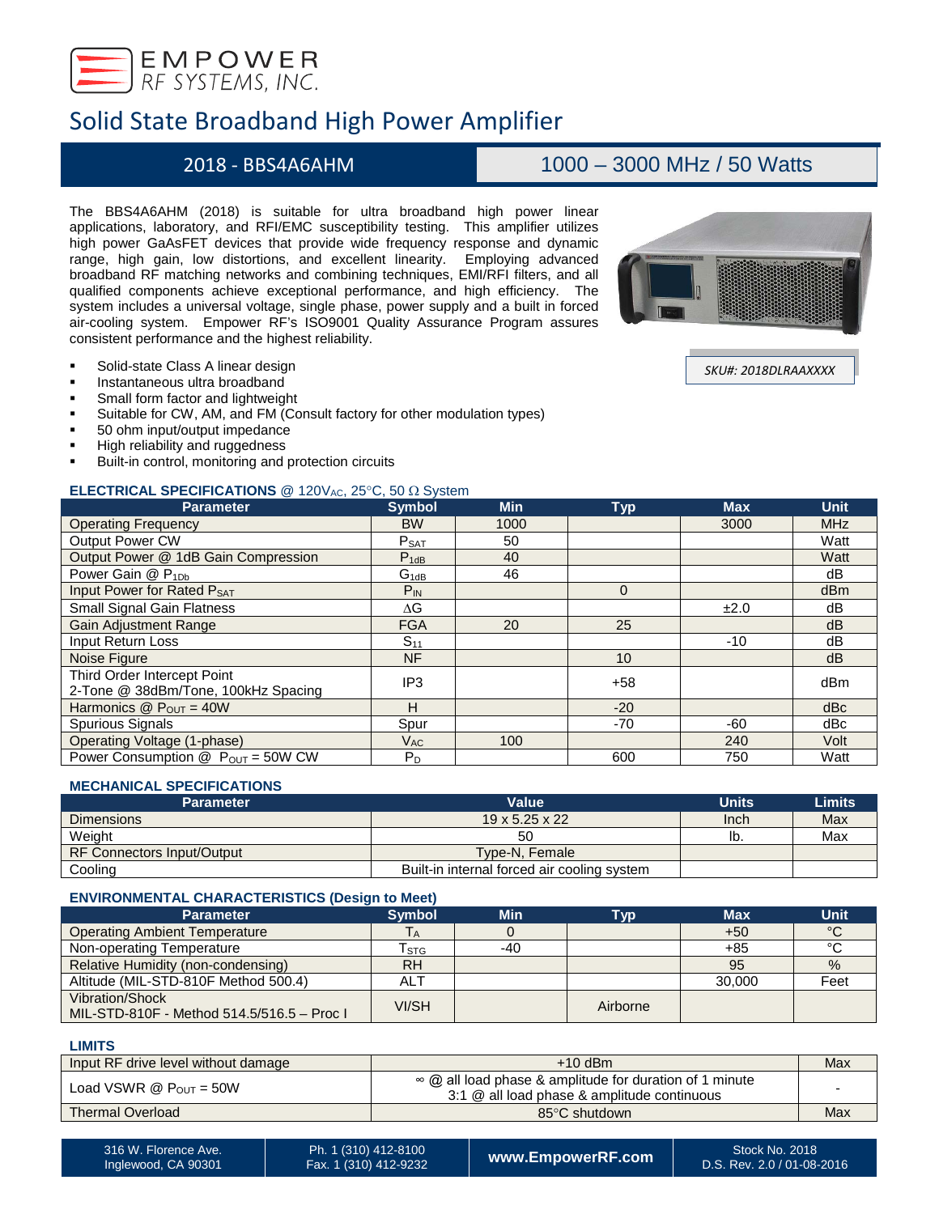EMPOWER RF SYSTEMS, INC.

# Solid State Broadband High Power Amplifier

## 2018 - BBS4A6AHM | 1000 – 3000 MHz / 50 Watts

The BBS4A6AHM (2018) is suitable for ultra broadband high power linear applications, laboratory, and RFI/EMC susceptibility testing. This amplifier utilizes high power GaAsFET devices that provide wide frequency response and dynamic range, high gain, low distortions, and excellent linearity. Employing advanced broadband RF matching networks and combining techniques, EMI/RFI filters, and all qualified components achieve exceptional performance, and high efficiency. The system includes a universal voltage, single phase, power supply and a built in forced air-cooling system. Empower RF's ISO9001 Quality Assurance Program assures consistent performance and the highest reliability.

*SKU#: 2018DLRAAXXXX*

- Solid-state Class A linear design
- Instantaneous ultra broadband
- Small form factor and lightweight
- Suitable for CW, AM, and FM (Consult factory for other modulation types)
- 50 ohm input/output impedance
- High reliability and ruggedness
- Built-in control, monitoring and protection circuits

### ELECTRICAL SPECIFICATIONS @ 120VAC, 25°C, 50 Ω System

| Parameter | Symbol | Min | Typ | Max | Unit |
|---|---|---|---|---|---|
| Operating Frequency | BW | 1000 | | 3000 | MHz |
| Output Power CW | $P_{SAT}$ | 50 | | | Watt |
| Output Power @ 1dB Gain Compression | $P_{1dB}$ | 40 | | | Watt |
| Power Gain @ $P_{1Db}$ | $G_{1dB}$ | 46 | | | dB |
| Input Power for Rated $P_{SAT}$ | $P_{IN}$ | | 0 | | dBm |
| Small Signal Gain Flatness | ΔG | | | ±2.0 | dB |
| Gain Adjustment Range | FGA | 20 | 25 | | dB |
| Input Return Loss | $S_{11}$ | | | -10 | dB |
| Noise Figure | NF | | 10 | | dB |
| Third Order Intercept Point 2-Tone @ 38dBm/Tone, 100kHz Spacing | IP3 | | +58 | | dBm |
| Harmonics @ $P_{OUT}$ = 40W | H | | -20 | | dBc |
| Spurious Signals | Spur | | -70 | -60 | dBc |
| Operating Voltage (1-phase) | $V_{AC}$ | 100 | | 240 | Volt |
| Power Consumption @ $P_{OUT}$ = 50W CW | $P_D$ | | 600 | 750 | Watt |

### MECHANICAL SPECIFICATIONS

| Parameter | Value | Units | Limits |
|---|---|---|---|
| Dimensions | 19 x 5.25 x 22 | Inch | Max |
| Weight | 50 | lb. | Max |
| RF Connectors Input/Output | Type-N, Female | | |
| Cooling | Built-in internal forced air cooling system | | |

### ENVIRONMENTAL CHARACTERISTICS (Design to Meet)

| Parameter | Symbol | Min | Typ | Max | Unit |
|---|---|---|---|---|---|
| Operating Ambient Temperature | $T_A$ | 0 | | +50 | °C |
| Non-operating Temperature | $T_{STG}$ | -40 | | +85 | °C |
| Relative Humidity (non-condensing) | RH | | | 95 | % |
| Altitude (MIL-STD-810F Method 500.4) | ALT | | | 30,000 | Feet |
| Vibration/Shock MIL-STD-810F - Method 514.5/516.5 – Proc I | VI/SH | | Airborne | | |

### LIMITS

| | | |
|---|---|---|
| Input RF drive level without damage | +10 dBm | Max |
| Load VSWR @ $P_{OUT}$ = 50W | ∞ @ all load phase & amplitude for duration of 1 minute<br>3:1 @ all load phase & amplitude continuous | - |
| Thermal Overload | 85°C shutdown | Max |

316 W. Florence Ave. Inglewood, CA 90301 | Ph. 1 (310) 412-8100 Fax. 1 (310) 412-9232 | www.EmpowerRF.com | Stock No. 2018 D.S. Rev. 2.0 / 01-08-2016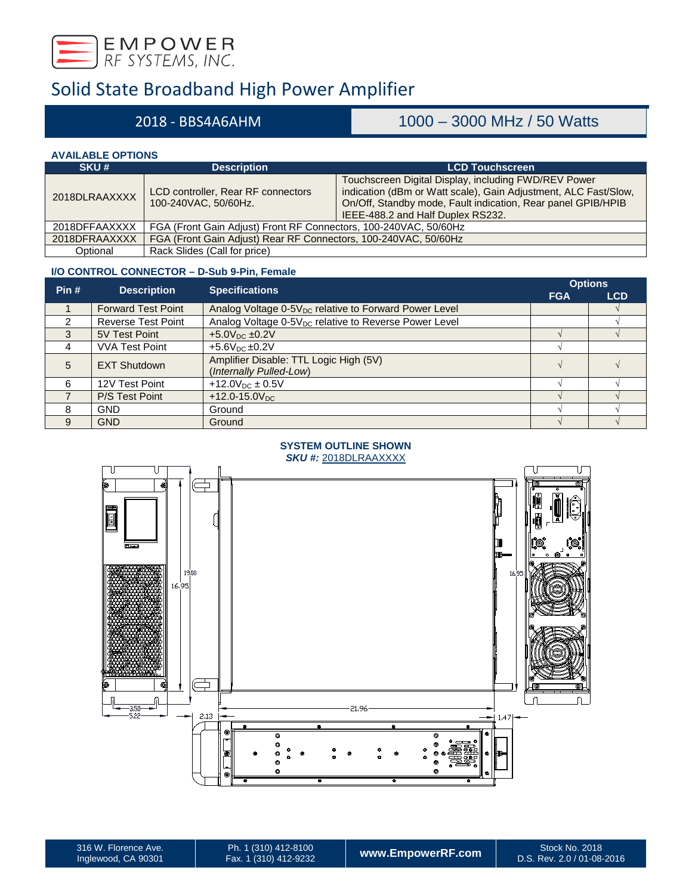# Solid State Broadband High Power Amplifier

## 2018 - BBS4A6AHM | 1000 – 3000 MHz / 50 Watts

### AVAILABLE OPTIONS

| SKU # | Description | LCD Touchscreen |
|---|---|---|
| 2018DLRAAXXXX | LCD controller, Rear RF connectors 100-240VAC, 50/60Hz. | Touchscreen Digital Display, including FWD/REV Power indication (dBm or Watt scale), Gain Adjustment, ALC Fast/Slow, On/Off, Standby mode, Fault indication, Rear panel GPIB/HPIB IEEE-488.2 and Half Duplex RS232. |
| 2018DFFAAXXXX | FGA (Front Gain Adjust) Front RF Connectors, 100-240VAC, 50/60Hz | |
| 2018DFRAAXXXX | FGA (Front Gain Adjust) Rear RF Connectors, 100-240VAC, 50/60Hz | |
| Optional | Rack Slides (Call for price) | |

### I/O CONTROL CONNECTOR – D-Sub 9-Pin, Female

| Pin # | Description | Specifications | Options | |
|---|---|---|---|---|
| | | | FGA | LCD |
| 1 | Forward Test Point | Analog Voltage 0-5$V_{DC}$ relative to Forward Power Level | | √ |
| 2 | Reverse Test Point | Analog Voltage 0-5$V_{DC}$ relative to Reverse Power Level | | √ |
| 3 | 5V Test Point | +5.0$V_{DC}$ ±0.2V | √ | √ |
| 4 | VVA Test Point | +5.6$V_{DC}$ ±0.2V | √ | |
| 5 | EXT Shutdown | Amplifier Disable: TTL Logic High (5V) (*Internally Pulled-Low*) | √ | √ |
| 6 | 12V Test Point | +12.0$V_{DC}$ ± 0.5V | √ | √ |
| 7 | P/S Test Point | +12.0-15.0$V_{DC}$ | √ | √ |
| 8 | GND | Ground | √ | √ |
| 9 | GND | Ground | √ | √ |

**SYSTEM OUTLINE SHOWN**
***SKU #:*** 2018DLRAAXXXX

19.00 16.95 16.95 3.50 5.22 21.96 2.13 1.47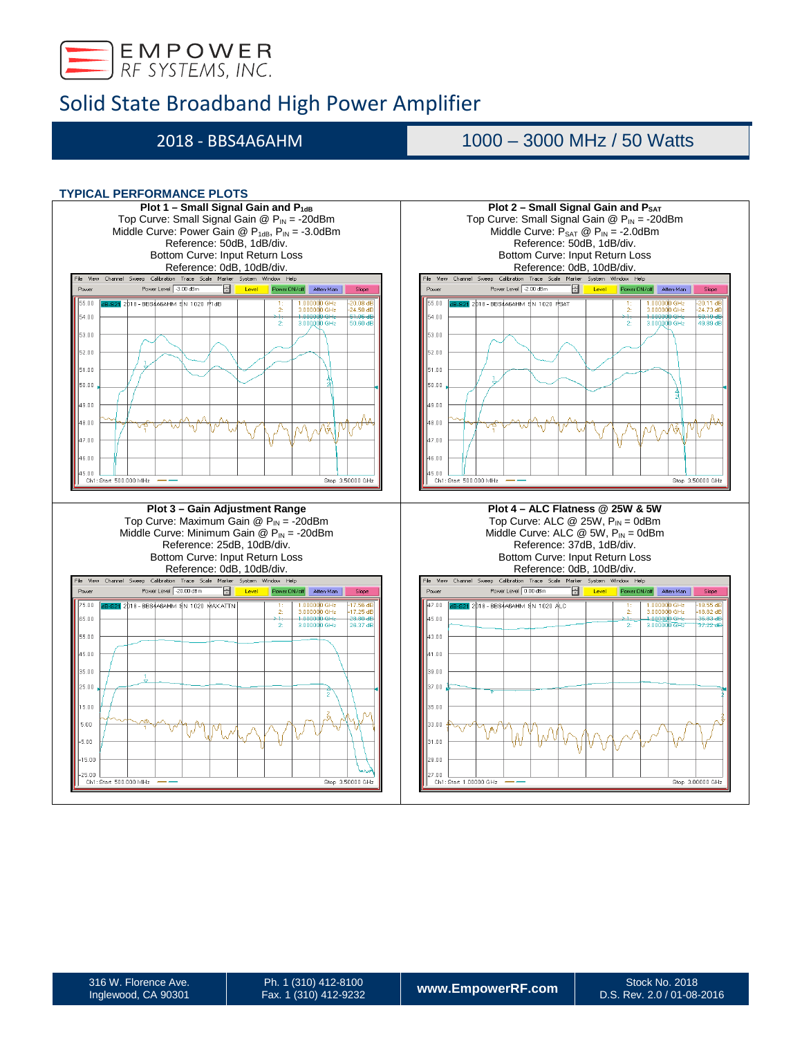# Solid State Broadband High Power Amplifier

## 2018 - BBS4A6AHM

## 1000 – 3000 MHz / 50 Watts

### TYPICAL PERFORMANCE PLOTS

**Plot 1 – Small Signal Gain and $P_{1dB}$**

Top Curve: Small Signal Gain @ $P_{IN}$ = -20dBm
Middle Curve: Power Gain @ $P_{1dB}$, $P_{IN}$ = -3.0dBm
Reference: 50dB, 1dB/div.
Bottom Curve: Input Return Loss
Reference: 0dB, 10dB/div.

Power Level -3.00 dBm
2018 - BBS4A6AHM SN 1020 P1dB
1: 1.000000 GHz -20.08 dB
2: 3.000000 GHz -24.58 dB
>1: 1.000000 GHz 51.36 dB
2: 3.000000 GHz 50.80 dB
Ch1: Start 500.000 MHz
Stop 3.50000 GHz

**Plot 2 – Small Signal Gain and $P_{SAT}$**

Top Curve: Small Signal Gain @ $P_{IN}$ = -20dBm
Middle Curve: $P_{SAT}$ @ $P_{IN}$ = -2.0dBm
Reference: 50dB, 1dB/div.
Bottom Curve: Input Return Loss
Reference: 0dB, 10dB/div.

Power Level -2.00 dBm
2018 - BBS4A6AHM SN 1020 PSAT
1: 1.000000 GHz -20.11 dB
2: 3.000000 GHz -24.73 dB
>1: 1.000000 GHz 50.70 dB
2: 3.000000 GHz 49.89 dB
Ch1: Start 500.000 MHz
Stop 3.50000 GHz

**Plot 3 – Gain Adjustment Range**

Top Curve: Maximum Gain @ $P_{IN}$ = -20dBm
Middle Curve: Minimum Gain @ $P_{IN}$ = -20dBm
Reference: 25dB, 10dB/div.
Bottom Curve: Input Return Loss
Reference: 0dB, 10dB/div.

Power Level -20.00 dBm
2018 - BBS4A6AHM SN 1020 MAXATTN
1: 1.000000 GHz -17.56 dB
2: 3.000000 GHz -17.25 dB
>1: 1.000000 GHz 28.80 dB
2: 3.000000 GHz 26.37 dB
Ch1: Start 500.000 MHz
Stop 3.50000 GHz

**Plot 4 – ALC Flatness @ 25W & 5W**

Top Curve: ALC @ 25W, $P_{IN}$ = 0dBm
Middle Curve: ALC @ 5W, $P_{IN}$ = 0dBm
Reference: 37dB, 1dB/div.
Bottom Curve: Input Return Loss
Reference: 0dB, 10dB/div.

Power Level 0.00 dBm
2018 - BBS4A6AHM SN 1020 ALC
1: 1.000000 GHz -19.55 dB
2: 3.000000 GHz -18.82 dB
>1: 1.000000 GHz 36.83 dB
2: 3.000000 GHz 37.22 dB
Ch1: Start 1.00000 GHz
Stop 3.00000 GHz

316 W. Florence Ave.
Inglewood, CA 90301

Ph. 1 (310) 412-8100
Fax. 1 (310) 412-9232

www.EmpowerRF.com

Stock No. 2018
D.S. Rev. 2.0 / 01-08-2016